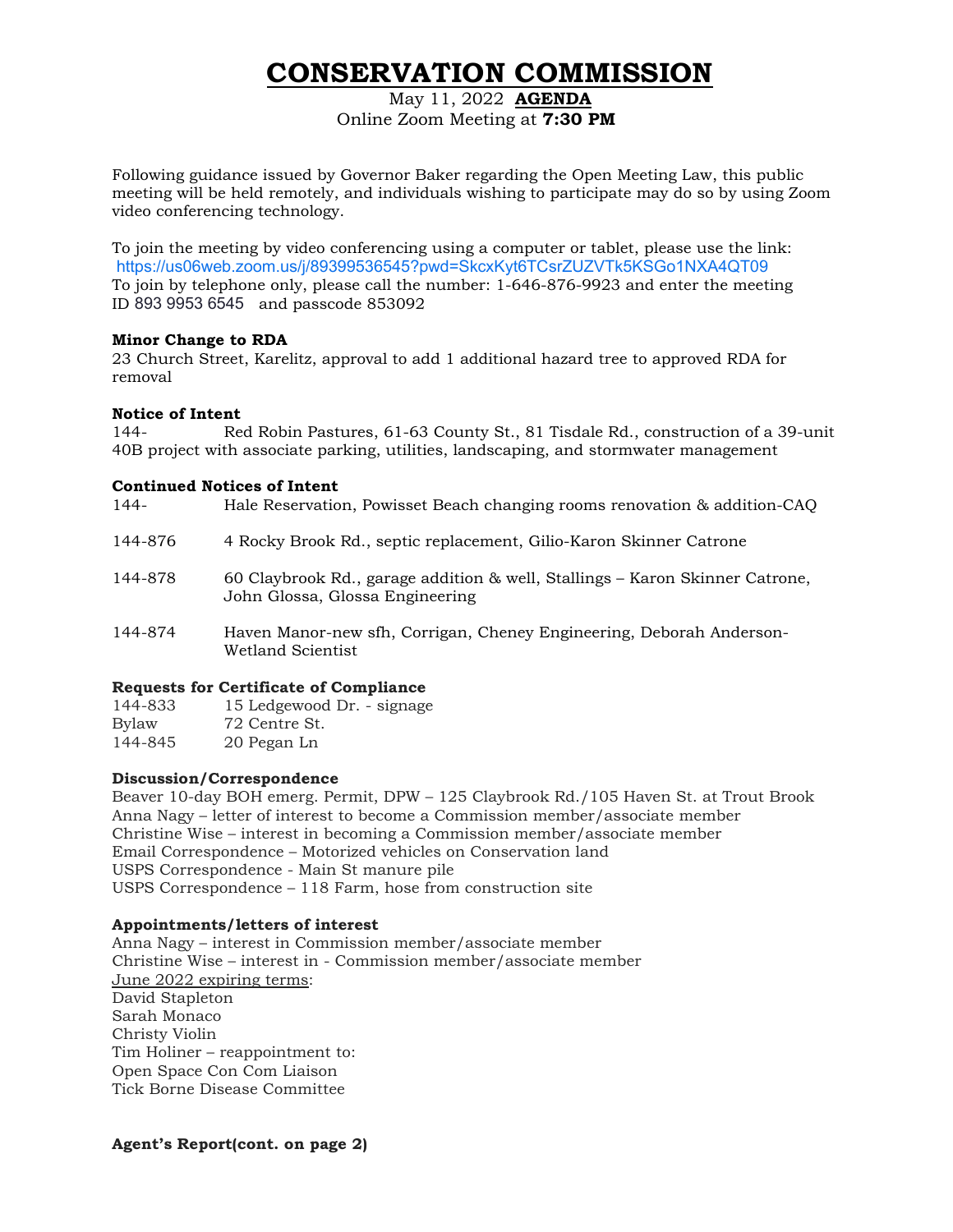# CONSERVATION COMMISSION

May 11, 2022 **AGENDA**
Online Zoom Meeting at **7:30 PM**

Following guidance issued by Governor Baker regarding the Open Meeting Law, this public meeting will be held remotely, and individuals wishing to participate may do so by using Zoom video conferencing technology.

To join the meeting by video conferencing using a computer or tablet, please use the link:
https://us06web.zoom.us/j/89399536545?pwd=SkcxKyt6TCsrZUZVTk5KSGo1NXA4QT09
To join by telephone only, please call the number: 1-646-876-9923 and enter the meeting ID 893 9953 6545 and passcode 853092

**Minor Change to RDA**
23 Church Street, Karelitz, approval to add 1 additional hazard tree to approved RDA for removal

**Notice of Intent**
144- Red Robin Pastures, 61-63 County St., 81 Tisdale Rd., construction of a 39-unit 40B project with associate parking, utilities, landscaping, and stormwater management

**Continued Notices of Intent**

144- Hale Reservation, Powisset Beach changing rooms renovation & addition-CAQ

144-876 4 Rocky Brook Rd., septic replacement, Gilio-Karon Skinner Catrone

144-878 60 Claybrook Rd., garage addition & well, Stallings – Karon Skinner Catrone, John Glossa, Glossa Engineering

144-874 Haven Manor-new sfh, Corrigan, Cheney Engineering, Deborah Anderson-Wetland Scientist

**Requests for Certificate of Compliance**
144-833 15 Ledgewood Dr. - signage
Bylaw 72 Centre St.
144-845 20 Pegan Ln

**Discussion/Correspondence**
Beaver 10-day BOH emerg. Permit, DPW – 125 Claybrook Rd./105 Haven St. at Trout Brook
Anna Nagy – letter of interest to become a Commission member/associate member
Christine Wise – interest in becoming a Commission member/associate member
Email Correspondence – Motorized vehicles on Conservation land
USPS Correspondence - Main St manure pile
USPS Correspondence – 118 Farm, hose from construction site

**Appointments/letters of interest**
Anna Nagy – interest in Commission member/associate member
Christine Wise – interest in - Commission member/associate member
June 2022 expiring terms:
David Stapleton
Sarah Monaco
Christy Violin
Tim Holiner – reappointment to:
Open Space Con Com Liaison
Tick Borne Disease Committee

**Agent's Report(cont. on page 2)**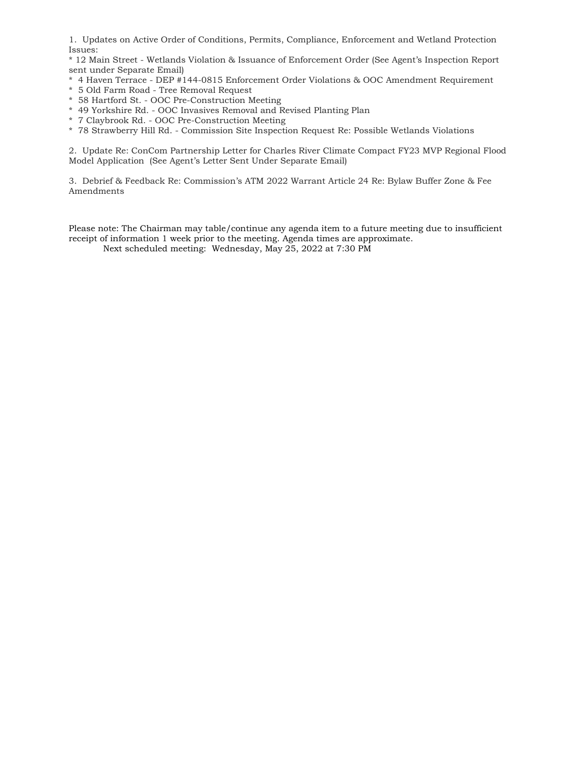1. Updates on Active Order of Conditions, Permits, Compliance, Enforcement and Wetland Protection Issues:

* 12 Main Street - Wetlands Violation & Issuance of Enforcement Order (See Agent's Inspection Report sent under Separate Email)
* 4 Haven Terrace - DEP #144-0815 Enforcement Order Violations & OOC Amendment Requirement
* 5 Old Farm Road - Tree Removal Request
* 58 Hartford St. - OOC Pre-Construction Meeting
* 49 Yorkshire Rd. - OOC Invasives Removal and Revised Planting Plan
* 7 Claybrook Rd. - OOC Pre-Construction Meeting
* 78 Strawberry Hill Rd. - Commission Site Inspection Request Re: Possible Wetlands Violations

2. Update Re: ConCom Partnership Letter for Charles River Climate Compact FY23 MVP Regional Flood Model Application (See Agent's Letter Sent Under Separate Email)

3. Debrief & Feedback Re: Commission's ATM 2022 Warrant Article 24 Re: Bylaw Buffer Zone & Fee Amendments

Please note: The Chairman may table/continue any agenda item to a future meeting due to insufficient receipt of information 1 week prior to the meeting. Agenda times are approximate.

Next scheduled meeting: Wednesday, May 25, 2022 at 7:30 PM